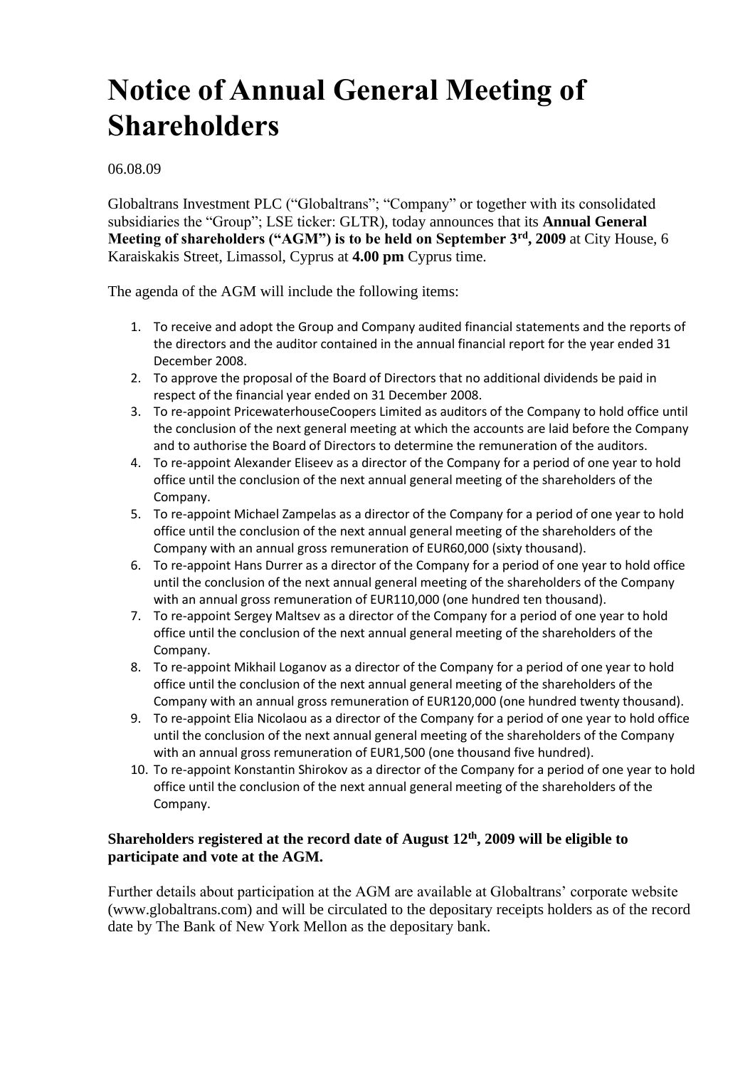# Notice of Annual General Meeting of Shareholders

06.08.09

Globaltrans Investment PLC ("Globaltrans"; "Company" or together with its consolidated subsidiaries the "Group"; LSE ticker: GLTR), today announces that its **Annual General Meeting of shareholders ("AGM") is to be held on September 3rd, 2009** at City House, 6 Karaiskakis Street, Limassol, Cyprus at **4.00 pm** Cyprus time.

The agenda of the AGM will include the following items:

1. To receive and adopt the Group and Company audited financial statements and the reports of the directors and the auditor contained in the annual financial report for the year ended 31 December 2008.
2. To approve the proposal of the Board of Directors that no additional dividends be paid in respect of the financial year ended on 31 December 2008.
3. To re-appoint PricewaterhouseCoopers Limited as auditors of the Company to hold office until the conclusion of the next general meeting at which the accounts are laid before the Company and to authorise the Board of Directors to determine the remuneration of the auditors.
4. To re-appoint Alexander Eliseev as a director of the Company for a period of one year to hold office until the conclusion of the next annual general meeting of the shareholders of the Company.
5. To re-appoint Michael Zampelas as a director of the Company for a period of one year to hold office until the conclusion of the next annual general meeting of the shareholders of the Company with an annual gross remuneration of EUR60,000 (sixty thousand).
6. To re-appoint Hans Durrer as a director of the Company for a period of one year to hold office until the conclusion of the next annual general meeting of the shareholders of the Company with an annual gross remuneration of EUR110,000 (one hundred ten thousand).
7. To re-appoint Sergey Maltsev as a director of the Company for a period of one year to hold office until the conclusion of the next annual general meeting of the shareholders of the Company.
8. To re-appoint Mikhail Loganov as a director of the Company for a period of one year to hold office until the conclusion of the next annual general meeting of the shareholders of the Company with an annual gross remuneration of EUR120,000 (one hundred twenty thousand).
9. To re-appoint Elia Nicolaou as a director of the Company for a period of one year to hold office until the conclusion of the next annual general meeting of the shareholders of the Company with an annual gross remuneration of EUR1,500 (one thousand five hundred).
10. To re-appoint Konstantin Shirokov as a director of the Company for a period of one year to hold office until the conclusion of the next annual general meeting of the shareholders of the Company.

**Shareholders registered at the record date of August 12th, 2009 will be eligible to participate and vote at the AGM.**

Further details about participation at the AGM are available at Globaltrans' corporate website (www.globaltrans.com) and will be circulated to the depositary receipts holders as of the record date by The Bank of New York Mellon as the depositary bank.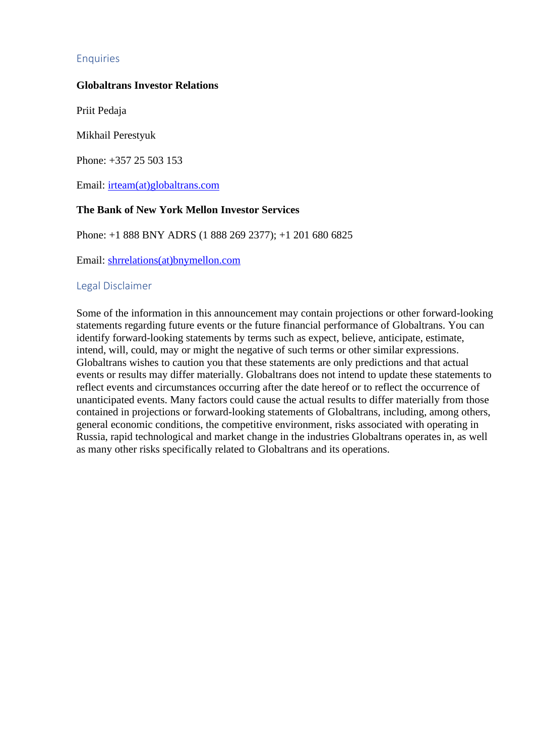## Enquiries

**Globaltrans Investor Relations**

Priit Pedaja

Mikhail Perestyuk

Phone: +357 25 503 153

Email: irteam(at)globaltrans.com

**The Bank of New York Mellon Investor Services**

Phone: +1 888 BNY ADRS (1 888 269 2377); +1 201 680 6825

Email: shrrelations(at)bnymellon.com

## Legal Disclaimer

Some of the information in this announcement may contain projections or other forward-looking statements regarding future events or the future financial performance of Globaltrans. You can identify forward-looking statements by terms such as expect, believe, anticipate, estimate, intend, will, could, may or might the negative of such terms or other similar expressions. Globaltrans wishes to caution you that these statements are only predictions and that actual events or results may differ materially. Globaltrans does not intend to update these statements to reflect events and circumstances occurring after the date hereof or to reflect the occurrence of unanticipated events. Many factors could cause the actual results to differ materially from those contained in projections or forward-looking statements of Globaltrans, including, among others, general economic conditions, the competitive environment, risks associated with operating in Russia, rapid technological and market change in the industries Globaltrans operates in, as well as many other risks specifically related to Globaltrans and its operations.